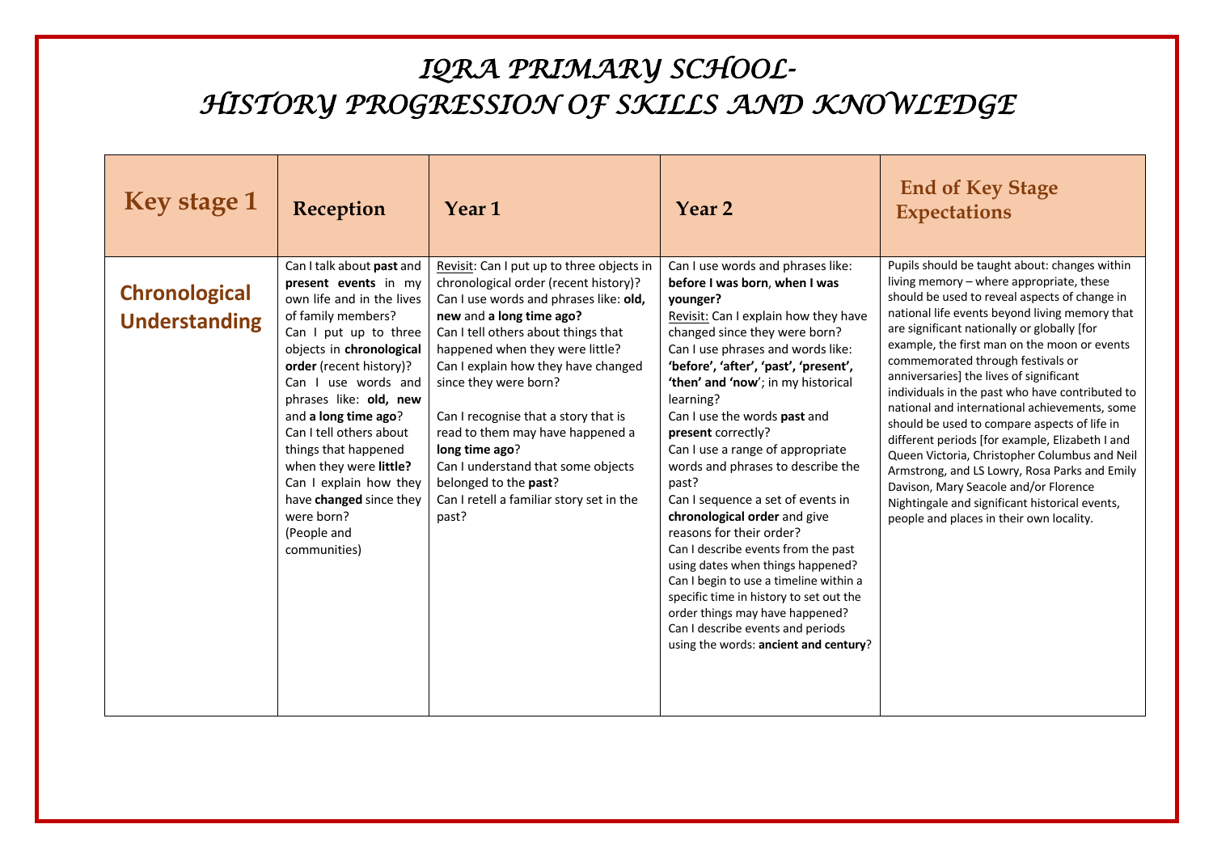# IQRA PRIMARY SCHOOL- HISTORY PROGRESSION OF SKILLS AND KNOWLEDGE

| Key stage 1 | Reception | Year 1 | Year 2 | End of Key Stage Expectations |
|---|---|---|---|---|
| **Chronological Understanding** | Can I talk about **past** and **present events** in my own life and in the lives of family members?<br>Can I put up to three objects in **chronological order** (recent history)?<br>Can I use words and phrases like: **old, new** and **a long time ago**?<br>Can I tell others about things that happened when they were **little?**<br>Can I explain how they have **changed** since they were born?<br>(People and communities) | Revisit: Can I put up to three objects in chronological order (recent history)?<br>Can I use words and phrases like: **old, new** and **a long time ago?**<br>Can I tell others about things that happened when they were little?<br>Can I explain how they have changed since they were born?<br><br>Can I recognise that a story that is read to them may have happened a **long time ago**?<br>Can I understand that some objects belonged to the **past**?<br>Can I retell a familiar story set in the past? | Can I use words and phrases like: **before I was born**, **when I was younger?**<br>Revisit: Can I explain how they have changed since they were born?<br>Can I use phrases and words like: **'before', 'after', 'past', 'present', 'then' and 'now'**; in my historical learning?<br>Can I use the words **past** and **present** correctly?<br>Can I use a range of appropriate words and phrases to describe the past?<br>Can I sequence a set of events in **chronological order** and give reasons for their order?<br>Can I describe events from the past using dates when things happened?<br>Can I begin to use a timeline within a specific time in history to set out the order things may have happened?<br>Can I describe events and periods using the words: **ancient and century**? | Pupils should be taught about: changes within living memory – where appropriate, these should be used to reveal aspects of change in national life events beyond living memory that are significant nationally or globally [for example, the first man on the moon or events commemorated through festivals or anniversaries] the lives of significant individuals in the past who have contributed to national and international achievements, some should be used to compare aspects of life in different periods [for example, Elizabeth I and Queen Victoria, Christopher Columbus and Neil Armstrong, and LS Lowry, Rosa Parks and Emily Davison, Mary Seacole and/or Florence Nightingale and significant historical events, people and places in their own locality. |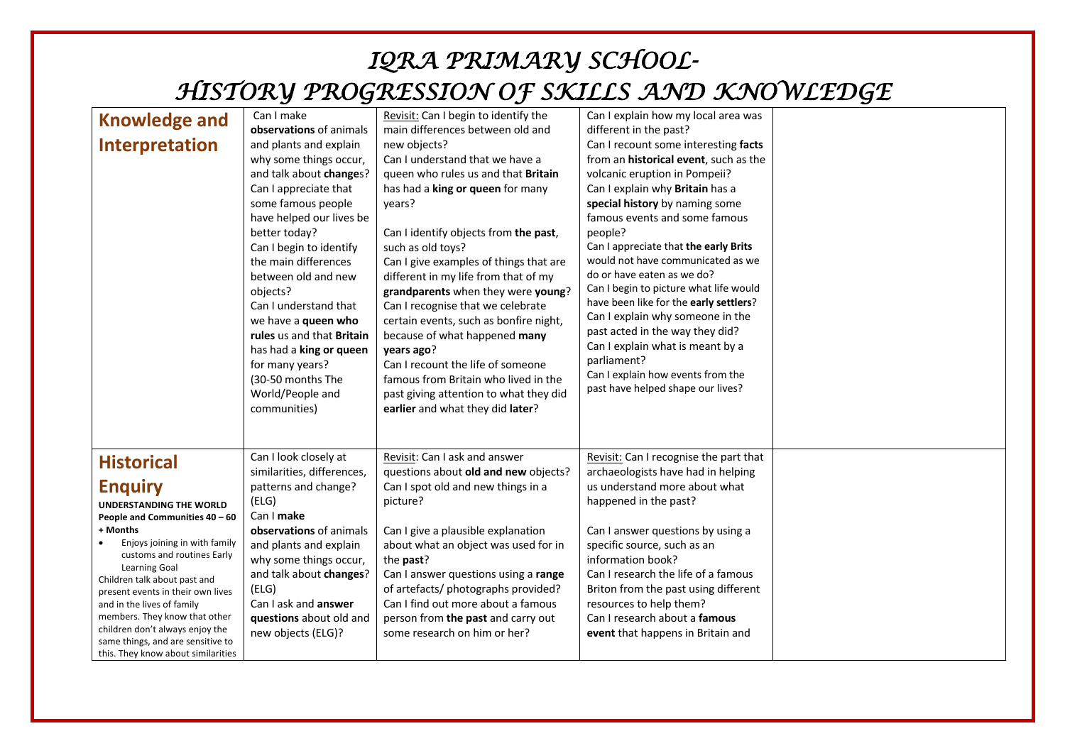# IQRA PRIMARY SCHOOL- HISTORY PROGRESSION OF SKILLS AND KNOWLEDGE

| | | | | |
|---|---|---|---|---|
| **Knowledge and Interpretation** | Can I make **observations** of animals and plants and explain why some things occur, and talk about **change**s? Can I appreciate that some famous people have helped our lives be better today? Can I begin to identify the main differences between old and new objects? Can I understand that we have a **queen who rules** us and that **Britain** has had a **king or queen** for many years? (30-50 months The World/People and communities) | Revisit: Can I begin to identify the main differences between old and new objects? Can I understand that we have a queen who rules us and that **Britain** has had a **king or queen** for many years? Can I identify objects from **the past**, such as old toys? Can I give examples of things that are different in my life from that of my **grandparents** when they were **young**? Can I recognise that we celebrate certain events, such as bonfire night, because of what happened **many years ago**? Can I recount the life of someone famous from Britain who lived in the past giving attention to what they did **earlier** and what they did **later**? | Can I explain how my local area was different in the past? Can I recount some interesting **facts** from an **historical event**, such as the volcanic eruption in Pompeii? Can I explain why **Britain** has a **special history** by naming some famous events and some famous people? Can I appreciate that **the early Brits** would not have communicated as we do or have eaten as we do? Can I begin to picture what life would have been like for the **early settlers**? Can I explain why someone in the past acted in the way they did? Can I explain what is meant by a parliament? Can I explain how events from the past have helped shape our lives? | |
| **Historical Enquiry** UNDERSTANDING THE WORLD People and Communities 40 – 60 + Months • Enjoys joining in with family customs and routines Early Learning Goal Children talk about past and present events in their own lives and in the lives of family members. They know that other children don't always enjoy the same things, and are sensitive to this. They know about similarities | Can I look closely at similarities, differences, patterns and change? (ELG) Can I **make observations** of animals and plants and explain why some things occur, and talk about **changes**? (ELG) Can I ask and **answer questions** about old and new objects (ELG)? | Revisit: Can I ask and answer questions about **old and new** objects? Can I spot old and new things in a picture? Can I give a plausible explanation about what an object was used for in the **past**? Can I answer questions using a **range** of artefacts/ photographs provided? Can I find out more about a famous person from **the past** and carry out some research on him or her? | Revisit: Can I recognise the part that archaeologists have had in helping us understand more about what happened in the past? Can I answer questions by using a specific source, such as an information book? Can I research the life of a famous Briton from the past using different resources to help them? Can I research about a **famous event** that happens in Britain and | |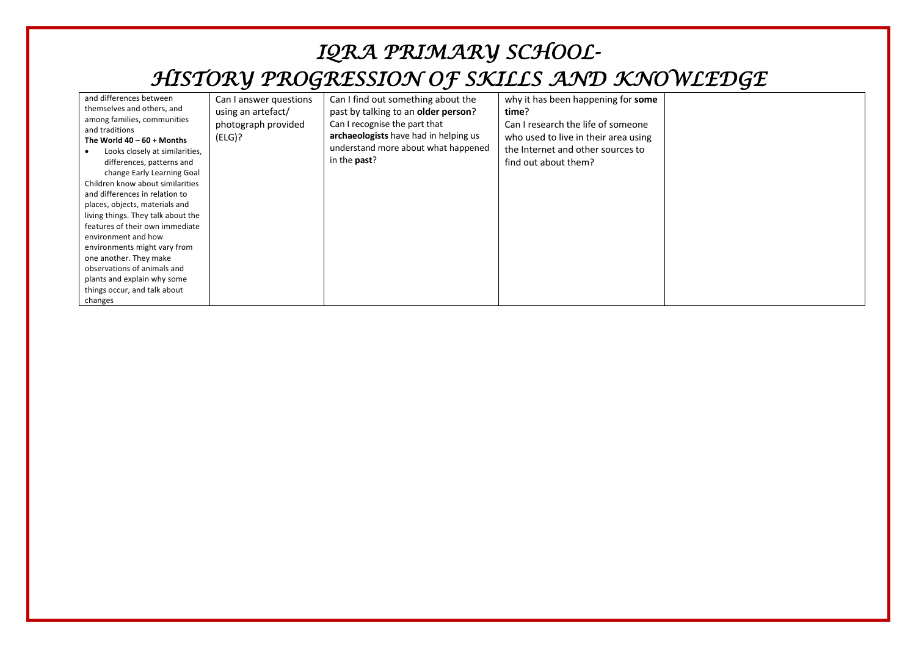# IQRA PRIMARY SCHOOL- HISTORY PROGRESSION OF SKILLS AND KNOWLEDGE

| | | | | |
|---|---|---|---|---|
| and differences between themselves and others, and among families, communities and traditions<br>**The World 40 – 60 + Months**<br>• Looks closely at similarities, differences, patterns and change Early Learning Goal<br>Children know about similarities and differences in relation to places, objects, materials and living things. They talk about the features of their own immediate environment and how environments might vary from one another. They make observations of animals and plants and explain why some things occur, and talk about changes | Can I answer questions using an artefact/ photograph provided (ELG)? | Can I find out something about the past by talking to an **older person**?<br>Can I recognise the part that **archaeologists** have had in helping us understand more about what happened in the **past**? | why it has been happening for **some time**?<br>Can I research the life of someone who used to live in their area using the Internet and other sources to find out about them? | |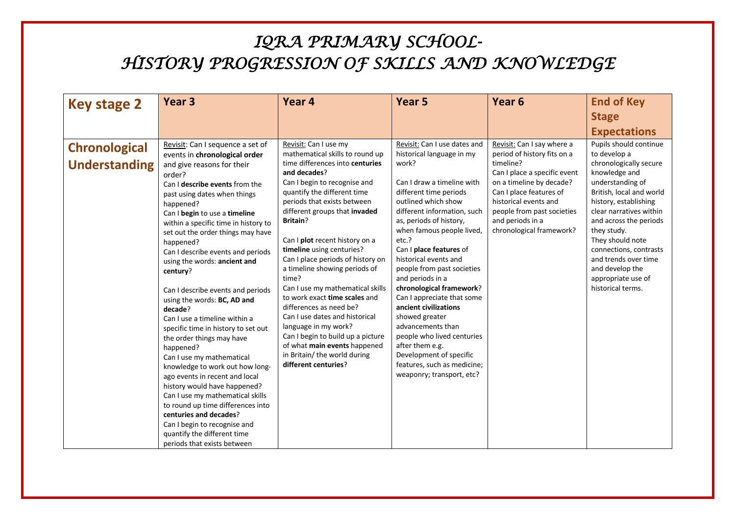# IQRA PRIMARY SCHOOL-
# HISTORY PROGRESSION OF SKILLS AND KNOWLEDGE

| **Key stage 2** | **Year 3** | **Year 4** | **Year 5** | **Year 6** | **End of Key Stage Expectations** |
|---|---|---|---|---|---|
| **Chronological Understanding** | Revisit: Can I sequence a set of events in **chronological order** and give reasons for their order?<br>Can I **describe events** from the past using dates when things happened?<br>Can I **begin** to use a **timeline** within a specific time in history to set out the order things may have happened?<br>Can I describe events and periods using the words: **ancient and century**?<br><br>Can I describe events and periods using the words: **BC, AD and decade**?<br>Can I use a timeline within a specific time in history to set out the order things may have happened?<br>Can I use my mathematical knowledge to work out how long-ago events in recent and local history would have happened?<br>Can I use my mathematical skills to round up time differences into **centuries and decades**?<br>Can I begin to recognise and quantify the different time periods that exists between | Revisit: Can I use my mathematical skills to round up time differences into **centuries and decades**?<br>Can I begin to recognise and quantify the different time periods that exists between different groups that **invaded Britain**?<br><br>Can I **plot** recent history on a **timeline** using centuries?<br>Can I place periods of history on a timeline showing periods of time?<br>Can I use my mathematical skills to work exact **time scales** and differences as need be?<br>Can I use dates and historical language in my work?<br>Can I begin to build up a picture of what **main events** happened in Britain/ the world during **different centuries**? | Revisit: Can I use dates and historical language in my work?<br><br>Can I draw a timeline with different time periods outlined which show different information, such as, periods of history, when famous people lived, etc.?<br>Can I **place features** of historical events and people from past societies and periods in a **chronological framework**?<br>Can I appreciate that some **ancient civilizations** showed greater advancements than people who lived centuries after them e.g. Development of specific features, such as medicine; weaponry; transport, etc? | Revisit: Can I say where a period of history fits on a timeline?<br>Can I place a specific event on a timeline by decade?<br>Can I place features of historical events and people from past societies and periods in a chronological framework? | Pupils should continue to develop a chronologically secure knowledge and understanding of British, local and world history, establishing clear narratives within and across the periods they study.<br>They should note connections, contrasts and trends over time and develop the appropriate use of historical terms. |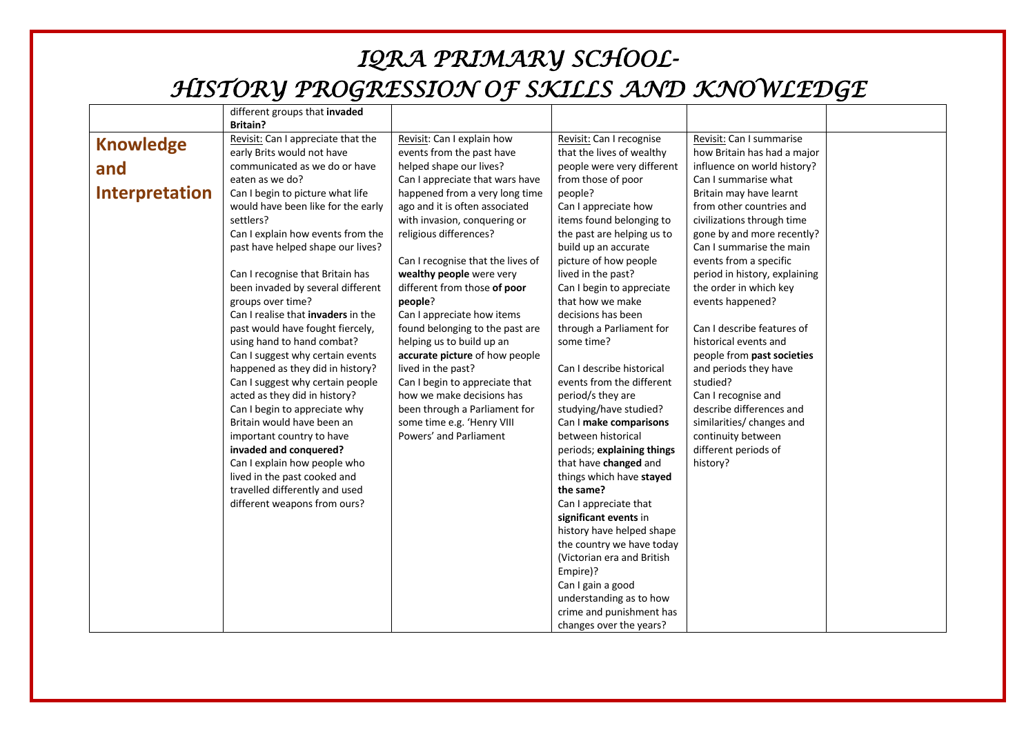# IQRA PRIMARY SCHOOL- HISTORY PROGRESSION OF SKILLS AND KNOWLEDGE

| | | | | | |
|---|---|---|---|---|---|
| | different groups that **invaded Britain?** | | | | |
| **Knowledge and Interpretation** | Revisit: Can I appreciate that the early Brits would not have communicated as we do or have eaten as we do?<br>Can I begin to picture what life would have been like for the early settlers?<br>Can I explain how events from the past have helped shape our lives?<br><br>Can I recognise that Britain has been invaded by several different groups over time?<br>Can I realise that **invaders** in the past would have fought fiercely, using hand to hand combat?<br>Can I suggest why certain events happened as they did in history?<br>Can I suggest why certain people acted as they did in history?<br>Can I begin to appreciate why Britain would have been an important country to have **invaded and conquered?**<br>Can I explain how people who lived in the past cooked and travelled differently and used different weapons from ours? | Revisit: Can I explain how events from the past have helped shape our lives?<br>Can I appreciate that wars have happened from a very long time ago and it is often associated with invasion, conquering or religious differences?<br><br>Can I recognise that the lives of **wealthy people** were very different from those **of poor people**?<br>Can I appreciate how items found belonging to the past are helping us to build up an **accurate picture** of how people lived in the past?<br>Can I begin to appreciate that how we make decisions has been through a Parliament for some time e.g. 'Henry VIII Powers' and Parliament | Revisit: Can I recognise that the lives of wealthy people were very different from those of poor people?<br>Can I appreciate how items found belonging to the past are helping us to build up an accurate picture of how people lived in the past?<br>Can I begin to appreciate that how we make decisions has been through a Parliament for some time?<br><br>Can I describe historical events from the different period/s they are studying/have studied?<br>Can I **make comparisons** between historical periods; **explaining things** that have **changed** and things which have **stayed the same?**<br>Can I appreciate that **significant events** in history have helped shape the country we have today (Victorian era and British Empire)?<br>Can I gain a good understanding as to how crime and punishment has changes over the years? | Revisit: Can I summarise how Britain has had a major influence on world history?<br>Can I summarise what Britain may have learnt from other countries and civilizations through time gone by and more recently?<br>Can I summarise the main events from a specific period in history, explaining the order in which key events happened?<br><br>Can I describe features of historical events and people from **past societies** and periods they have studied?<br>Can I recognise and describe differences and similarities/ changes and continuity between different periods of history? | |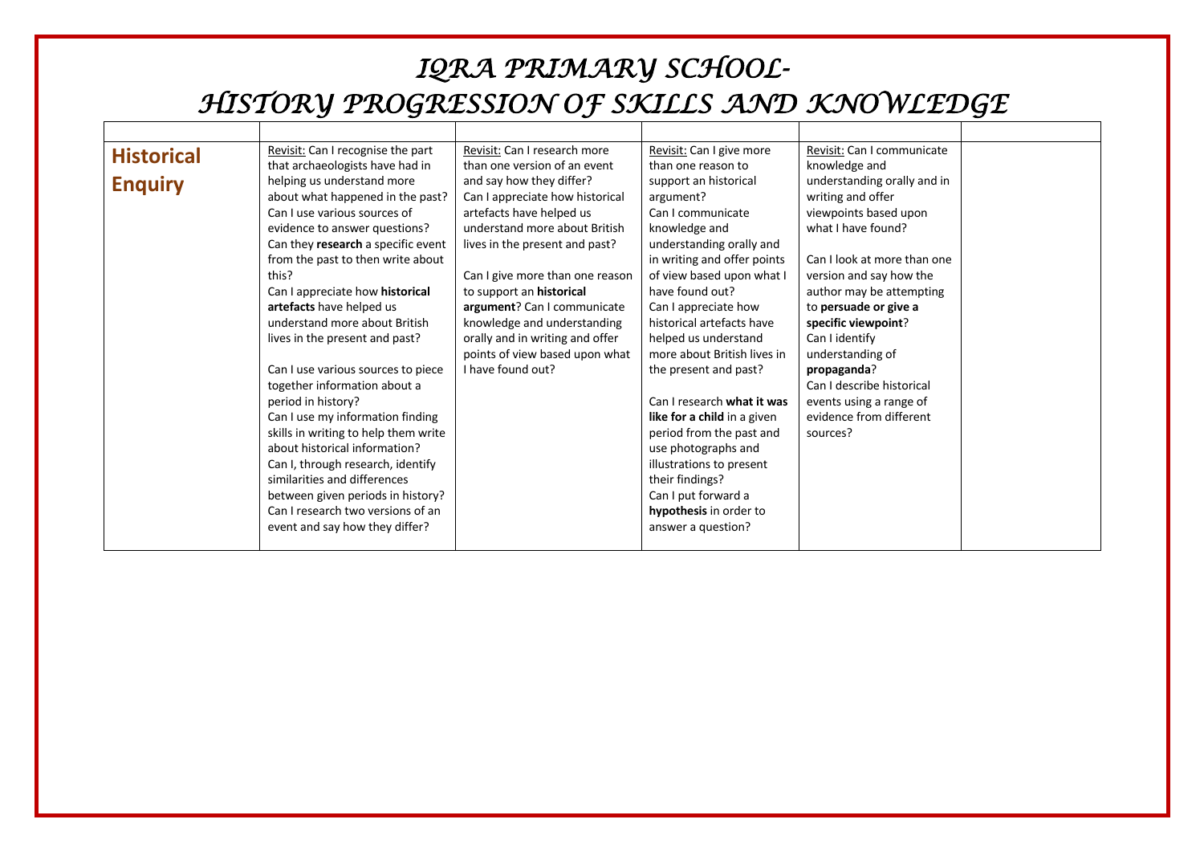# IQRA PRIMARY SCHOOL-
# HISTORY PROGRESSION OF SKILLS AND KNOWLEDGE

| | | | | | |
|---|---|---|---|---|---|
| **Historical Enquiry** | Revisit: Can I recognise the part that archaeologists have had in helping us understand more about what happened in the past?<br>Can I use various sources of evidence to answer questions?<br>Can they **research** a specific event from the past to then write about this?<br>Can I appreciate how **historical artefacts** have helped us understand more about British lives in the present and past?<br><br>Can I use various sources to piece together information about a period in history?<br>Can I use my information finding skills in writing to help them write about historical information?<br>Can I, through research, identify similarities and differences between given periods in history?<br>Can I research two versions of an event and say how they differ? | Revisit: Can I research more than one version of an event and say how they differ?<br>Can I appreciate how historical artefacts have helped us understand more about British lives in the present and past?<br><br>Can I give more than one reason to support an **historical argument**? Can I communicate knowledge and understanding orally and in writing and offer points of view based upon what I have found out? | Revisit: Can I give more than one reason to support an historical argument?<br>Can I communicate knowledge and understanding orally and in writing and offer points of view based upon what I have found out?<br>Can I appreciate how historical artefacts have helped us understand more about British lives in the present and past?<br><br>Can I research **what it was like for a child** in a given period from the past and use photographs and illustrations to present their findings?<br>Can I put forward a **hypothesis** in order to answer a question? | Revisit: Can I communicate knowledge and understanding orally and in writing and offer viewpoints based upon what I have found?<br><br>Can I look at more than one version and say how the author may be attempting to **persuade or give a specific viewpoint**?<br>Can I identify understanding of **propaganda**?<br>Can I describe historical events using a range of evidence from different sources? | |